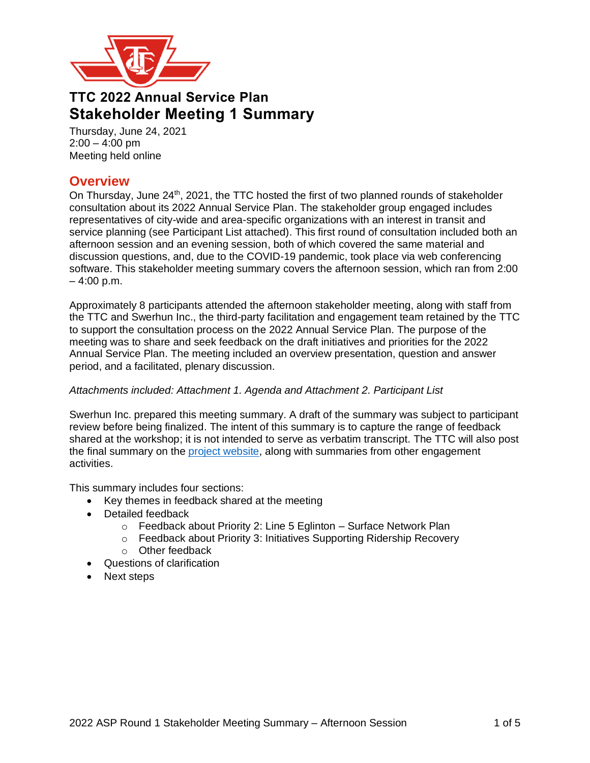# TTC 2022 Annual Service Plan

# Stakeholder Meeting 1 Summary

Thursday, June 24, 2021
2:00 – 4:00 pm
Meeting held online

## Overview

On Thursday, June 24th, 2021, the TTC hosted the first of two planned rounds of stakeholder consultation about its 2022 Annual Service Plan. The stakeholder group engaged includes representatives of city-wide and area-specific organizations with an interest in transit and service planning (see Participant List attached). This first round of consultation included both an afternoon session and an evening session, both of which covered the same material and discussion questions, and, due to the COVID-19 pandemic, took place via web conferencing software. This stakeholder meeting summary covers the afternoon session, which ran from 2:00 – 4:00 p.m.

Approximately 8 participants attended the afternoon stakeholder meeting, along with staff from the TTC and Swerhun Inc., the third-party facilitation and engagement team retained by the TTC to support the consultation process on the 2022 Annual Service Plan. The purpose of the meeting was to share and seek feedback on the draft initiatives and priorities for the 2022 Annual Service Plan. The meeting included an overview presentation, question and answer period, and a facilitated, plenary discussion.

*Attachments included: Attachment 1. Agenda and Attachment 2. Participant List*

Swerhun Inc. prepared this meeting summary. A draft of the summary was subject to participant review before being finalized. The intent of this summary is to capture the range of feedback shared at the workshop; it is not intended to serve as verbatim transcript. The TTC will also post the final summary on the project website, along with summaries from other engagement activities.

This summary includes four sections:

- Key themes in feedback shared at the meeting
- Detailed feedback
  - Feedback about Priority 2: Line 5 Eglinton – Surface Network Plan
  - Feedback about Priority 3: Initiatives Supporting Ridership Recovery
  - Other feedback
- Questions of clarification
- Next steps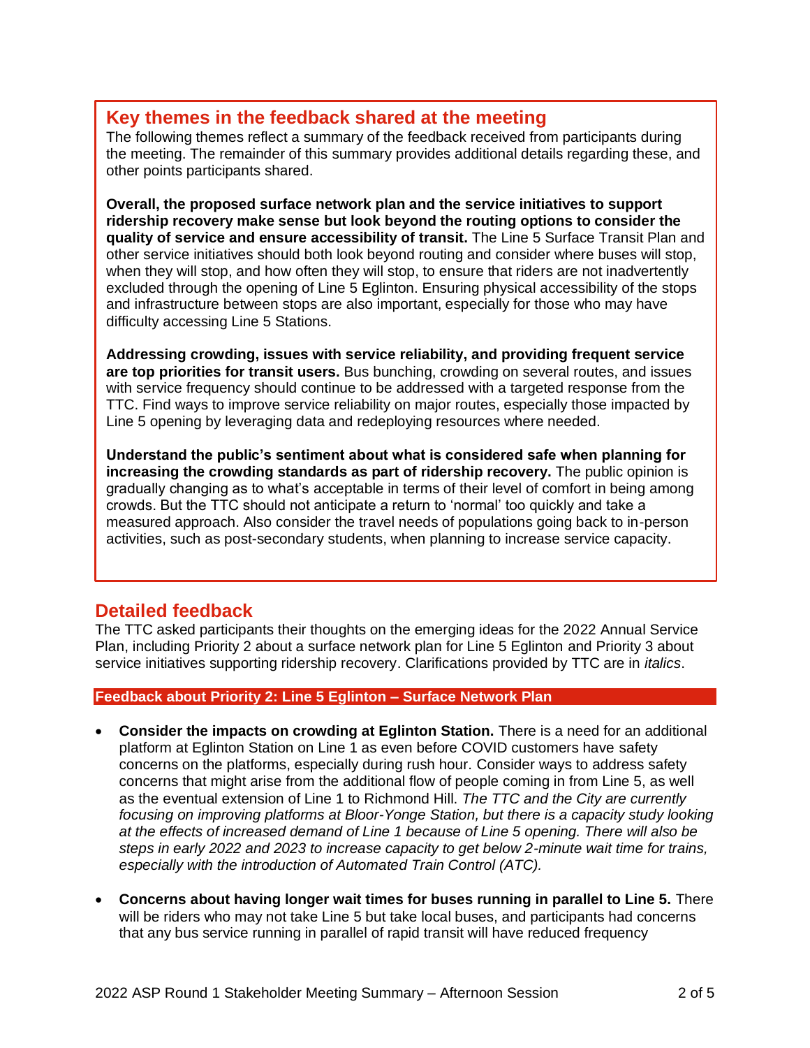## Key themes in the feedback shared at the meeting

The following themes reflect a summary of the feedback received from participants during the meeting. The remainder of this summary provides additional details regarding these, and other points participants shared.

**Overall, the proposed surface network plan and the service initiatives to support ridership recovery make sense but look beyond the routing options to consider the quality of service and ensure accessibility of transit.** The Line 5 Surface Transit Plan and other service initiatives should both look beyond routing and consider where buses will stop, when they will stop, and how often they will stop, to ensure that riders are not inadvertently excluded through the opening of Line 5 Eglinton. Ensuring physical accessibility of the stops and infrastructure between stops are also important, especially for those who may have difficulty accessing Line 5 Stations.

**Addressing crowding, issues with service reliability, and providing frequent service are top priorities for transit users.** Bus bunching, crowding on several routes, and issues with service frequency should continue to be addressed with a targeted response from the TTC. Find ways to improve service reliability on major routes, especially those impacted by Line 5 opening by leveraging data and redeploying resources where needed.

**Understand the public's sentiment about what is considered safe when planning for increasing the crowding standards as part of ridership recovery.** The public opinion is gradually changing as to what's acceptable in terms of their level of comfort in being among crowds. But the TTC should not anticipate a return to 'normal' too quickly and take a measured approach. Also consider the travel needs of populations going back to in-person activities, such as post-secondary students, when planning to increase service capacity.

## Detailed feedback

The TTC asked participants their thoughts on the emerging ideas for the 2022 Annual Service Plan, including Priority 2 about a surface network plan for Line 5 Eglinton and Priority 3 about service initiatives supporting ridership recovery. Clarifications provided by TTC are in *italics*.

### Feedback about Priority 2: Line 5 Eglinton – Surface Network Plan

- **Consider the impacts on crowding at Eglinton Station.** There is a need for an additional platform at Eglinton Station on Line 1 as even before COVID customers have safety concerns on the platforms, especially during rush hour. Consider ways to address safety concerns that might arise from the additional flow of people coming in from Line 5, as well as the eventual extension of Line 1 to Richmond Hill. *The TTC and the City are currently focusing on improving platforms at Bloor-Yonge Station, but there is a capacity study looking at the effects of increased demand of Line 1 because of Line 5 opening. There will also be steps in early 2022 and 2023 to increase capacity to get below 2-minute wait time for trains, especially with the introduction of Automated Train Control (ATC).*

- **Concerns about having longer wait times for buses running in parallel to Line 5.** There will be riders who may not take Line 5 but take local buses, and participants had concerns that any bus service running in parallel of rapid transit will have reduced frequency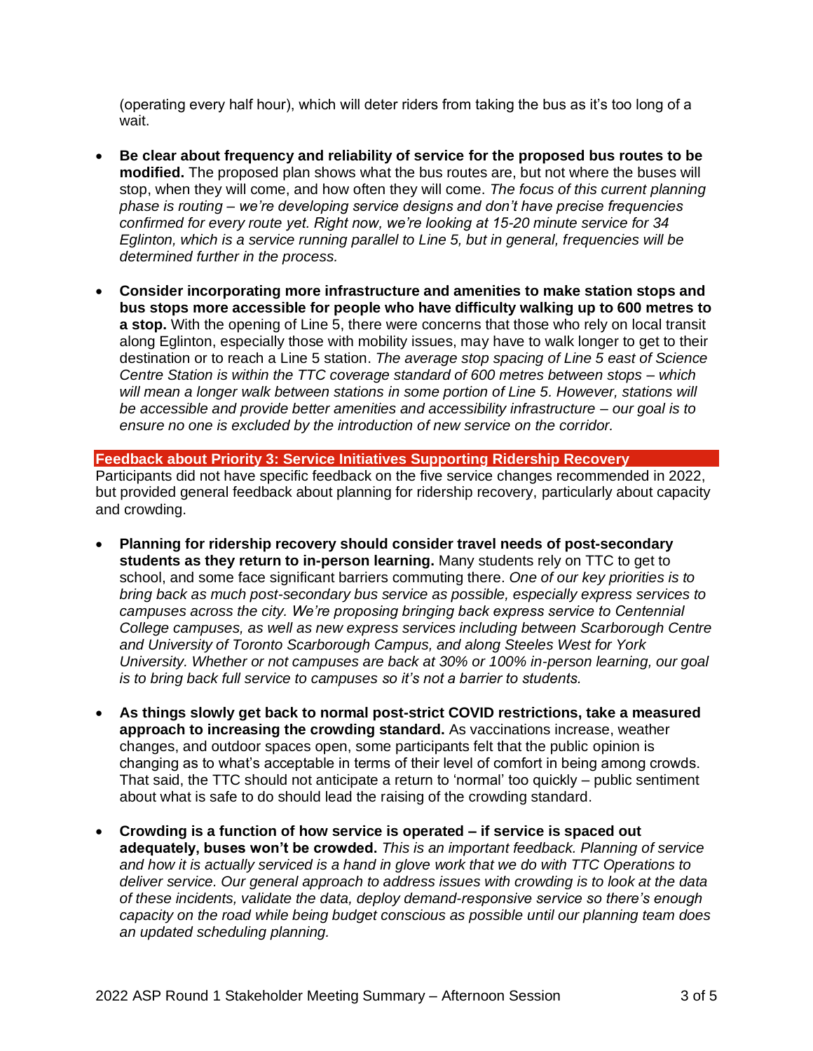(operating every half hour), which will deter riders from taking the bus as it's too long of a wait.

- **Be clear about frequency and reliability of service for the proposed bus routes to be modified.** The proposed plan shows what the bus routes are, but not where the buses will stop, when they will come, and how often they will come. *The focus of this current planning phase is routing – we're developing service designs and don't have precise frequencies confirmed for every route yet. Right now, we're looking at 15-20 minute service for 34 Eglinton, which is a service running parallel to Line 5, but in general, frequencies will be determined further in the process.*

- **Consider incorporating more infrastructure and amenities to make station stops and bus stops more accessible for people who have difficulty walking up to 600 metres to a stop.** With the opening of Line 5, there were concerns that those who rely on local transit along Eglinton, especially those with mobility issues, may have to walk longer to get to their destination or to reach a Line 5 station. *The average stop spacing of Line 5 east of Science Centre Station is within the TTC coverage standard of 600 metres between stops – which will mean a longer walk between stations in some portion of Line 5. However, stations will be accessible and provide better amenities and accessibility infrastructure – our goal is to ensure no one is excluded by the introduction of new service on the corridor.*

## Feedback about Priority 3: Service Initiatives Supporting Ridership Recovery

Participants did not have specific feedback on the five service changes recommended in 2022, but provided general feedback about planning for ridership recovery, particularly about capacity and crowding.

- **Planning for ridership recovery should consider travel needs of post-secondary students as they return to in-person learning.** Many students rely on TTC to get to school, and some face significant barriers commuting there. *One of our key priorities is to bring back as much post-secondary bus service as possible, especially express services to campuses across the city. We're proposing bringing back express service to Centennial College campuses, as well as new express services including between Scarborough Centre and University of Toronto Scarborough Campus, and along Steeles West for York University. Whether or not campuses are back at 30% or 100% in-person learning, our goal is to bring back full service to campuses so it's not a barrier to students.*

- **As things slowly get back to normal post-strict COVID restrictions, take a measured approach to increasing the crowding standard.** As vaccinations increase, weather changes, and outdoor spaces open, some participants felt that the public opinion is changing as to what's acceptable in terms of their level of comfort in being among crowds. That said, the TTC should not anticipate a return to 'normal' too quickly – public sentiment about what is safe to do should lead the raising of the crowding standard.

- **Crowding is a function of how service is operated – if service is spaced out adequately, buses won't be crowded.** *This is an important feedback. Planning of service and how it is actually serviced is a hand in glove work that we do with TTC Operations to deliver service. Our general approach to address issues with crowding is to look at the data of these incidents, validate the data, deploy demand-responsive service so there's enough capacity on the road while being budget conscious as possible until our planning team does an updated scheduling planning.*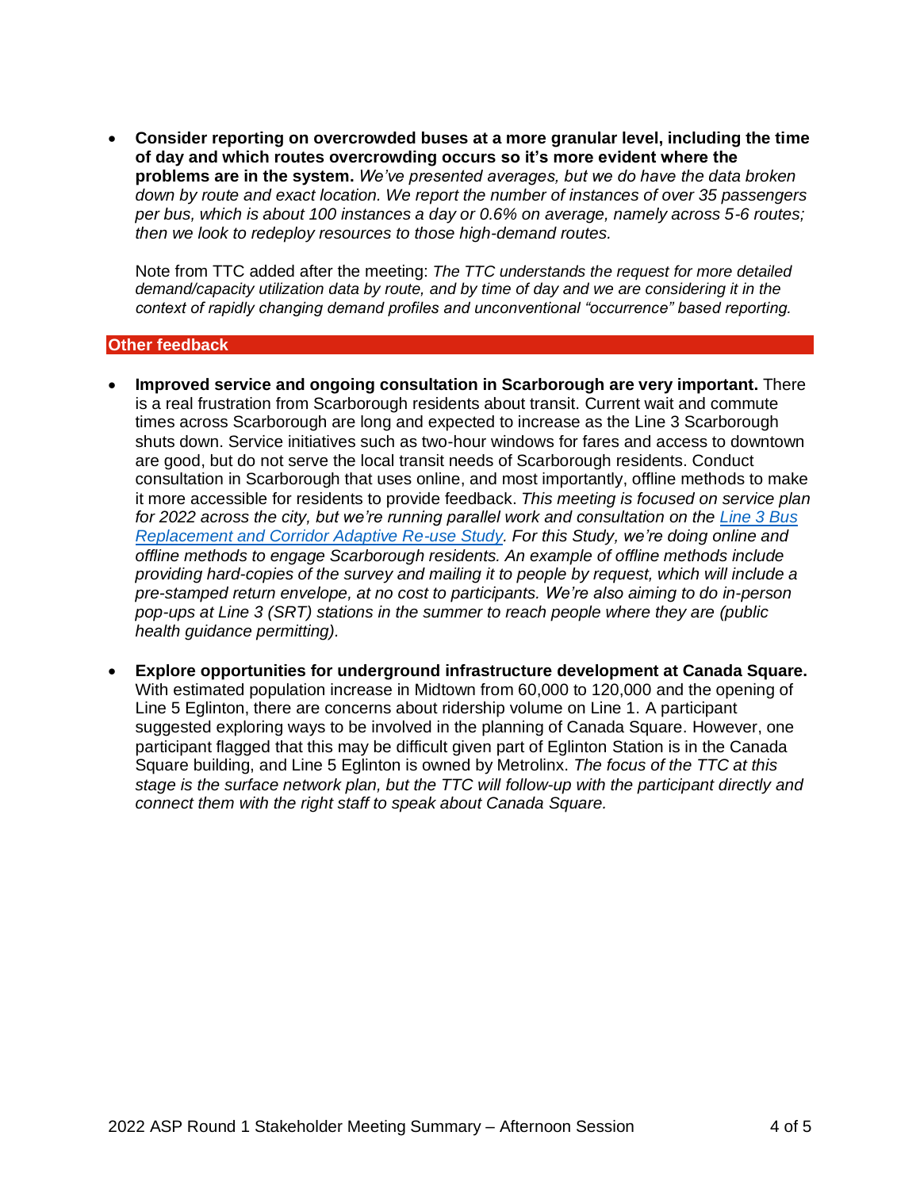- **Consider reporting on overcrowded buses at a more granular level, including the time of day and which routes overcrowding occurs so it's more evident where the problems are in the system.** *We've presented averages, but we do have the data broken down by route and exact location. We report the number of instances of over 35 passengers per bus, which is about 100 instances a day or 0.6% on average, namely across 5-6 routes; then we look to redeploy resources to those high-demand routes.*

  Note from TTC added after the meeting: *The TTC understands the request for more detailed demand/capacity utilization data by route, and by time of day and we are considering it in the context of rapidly changing demand profiles and unconventional "occurrence" based reporting.*

## Other feedback

- **Improved service and ongoing consultation in Scarborough are very important.** There is a real frustration from Scarborough residents about transit. Current wait and commute times across Scarborough are long and expected to increase as the Line 3 Scarborough shuts down. Service initiatives such as two-hour windows for fares and access to downtown are good, but do not serve the local transit needs of Scarborough residents. Conduct consultation in Scarborough that uses online, and most importantly, offline methods to make it more accessible for residents to provide feedback. *This meeting is focused on service plan for 2022 across the city, but we're running parallel work and consultation on the [Line 3 Bus Replacement and Corridor Adaptive Re-use Study](). For this Study, we're doing online and offline methods to engage Scarborough residents. An example of offline methods include providing hard-copies of the survey and mailing it to people by request, which will include a pre-stamped return envelope, at no cost to participants. We're also aiming to do in-person pop-ups at Line 3 (SRT) stations in the summer to reach people where they are (public health guidance permitting).*

- **Explore opportunities for underground infrastructure development at Canada Square.** With estimated population increase in Midtown from 60,000 to 120,000 and the opening of Line 5 Eglinton, there are concerns about ridership volume on Line 1. A participant suggested exploring ways to be involved in the planning of Canada Square. However, one participant flagged that this may be difficult given part of Eglinton Station is in the Canada Square building, and Line 5 Eglinton is owned by Metrolinx. *The focus of the TTC at this stage is the surface network plan, but the TTC will follow-up with the participant directly and connect them with the right staff to speak about Canada Square.*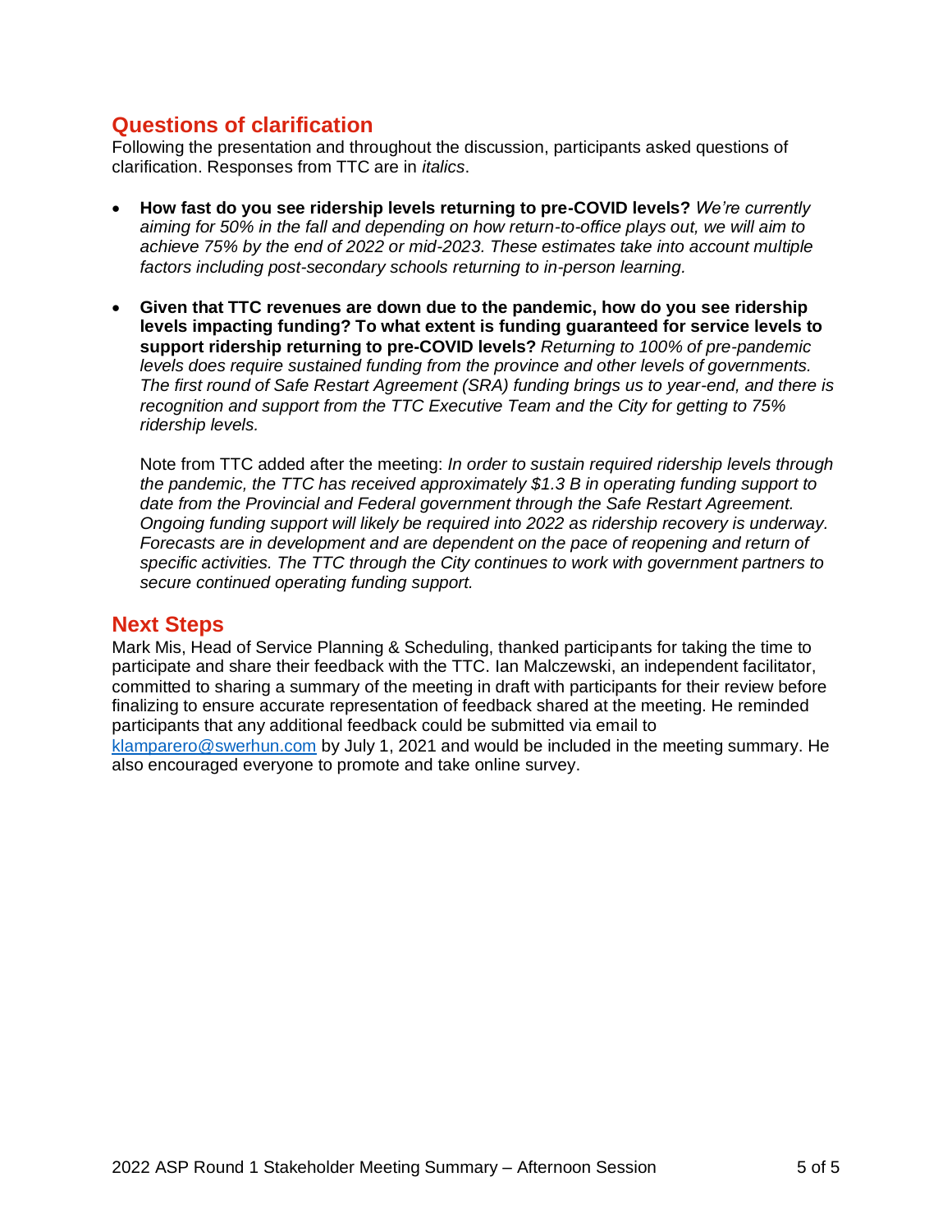## Questions of clarification

Following the presentation and throughout the discussion, participants asked questions of clarification. Responses from TTC are in *italics*.

- **How fast do you see ridership levels returning to pre-COVID levels?** *We're currently aiming for 50% in the fall and depending on how return-to-office plays out, we will aim to achieve 75% by the end of 2022 or mid-2023. These estimates take into account multiple factors including post-secondary schools returning to in-person learning.*

- **Given that TTC revenues are down due to the pandemic, how do you see ridership levels impacting funding? To what extent is funding guaranteed for service levels to support ridership returning to pre-COVID levels?** *Returning to 100% of pre-pandemic levels does require sustained funding from the province and other levels of governments. The first round of Safe Restart Agreement (SRA) funding brings us to year-end, and there is recognition and support from the TTC Executive Team and the City for getting to 75% ridership levels.*

  Note from TTC added after the meeting: *In order to sustain required ridership levels through the pandemic, the TTC has received approximately $1.3 B in operating funding support to date from the Provincial and Federal government through the Safe Restart Agreement. Ongoing funding support will likely be required into 2022 as ridership recovery is underway. Forecasts are in development and are dependent on the pace of reopening and return of specific activities. The TTC through the City continues to work with government partners to secure continued operating funding support.*

## Next Steps

Mark Mis, Head of Service Planning & Scheduling, thanked participants for taking the time to participate and share their feedback with the TTC. Ian Malczewski, an independent facilitator, committed to sharing a summary of the meeting in draft with participants for their review before finalizing to ensure accurate representation of feedback shared at the meeting. He reminded participants that any additional feedback could be submitted via email to [klamparero@swerhun.com](mailto:klamparero@swerhun.com) by July 1, 2021 and would be included in the meeting summary. He also encouraged everyone to promote and take online survey.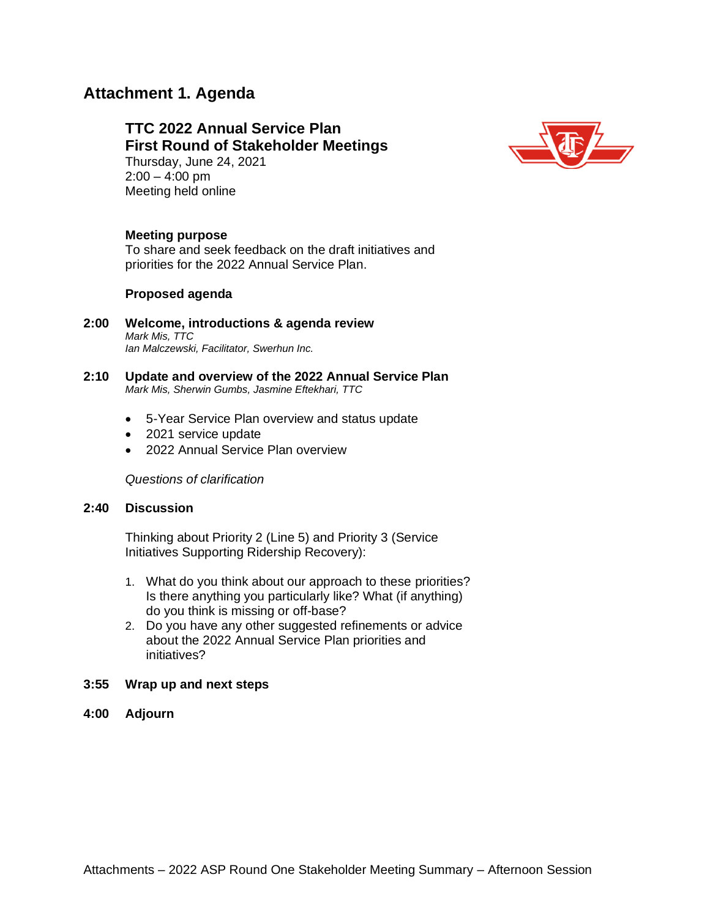# Attachment 1. Agenda

## TTC 2022 Annual Service Plan
## First Round of Stakeholder Meetings

Thursday, June 24, 2021
2:00 – 4:00 pm
Meeting held online

**Meeting purpose**
To share and seek feedback on the draft initiatives and priorities for the 2022 Annual Service Plan.

**Proposed agenda**

**2:00 Welcome, introductions & agenda review**
*Mark Mis, TTC*
*Ian Malczewski, Facilitator, Swerhun Inc.*

**2:10 Update and overview of the 2022 Annual Service Plan**
*Mark Mis, Sherwin Gumbs, Jasmine Eftekhari, TTC*

- 5-Year Service Plan overview and status update
- 2021 service update
- 2022 Annual Service Plan overview

*Questions of clarification*

**2:40 Discussion**

Thinking about Priority 2 (Line 5) and Priority 3 (Service Initiatives Supporting Ridership Recovery):

1. What do you think about our approach to these priorities? Is there anything you particularly like? What (if anything) do you think is missing or off-base?
2. Do you have any other suggested refinements or advice about the 2022 Annual Service Plan priorities and initiatives?

**3:55 Wrap up and next steps**

**4:00 Adjourn**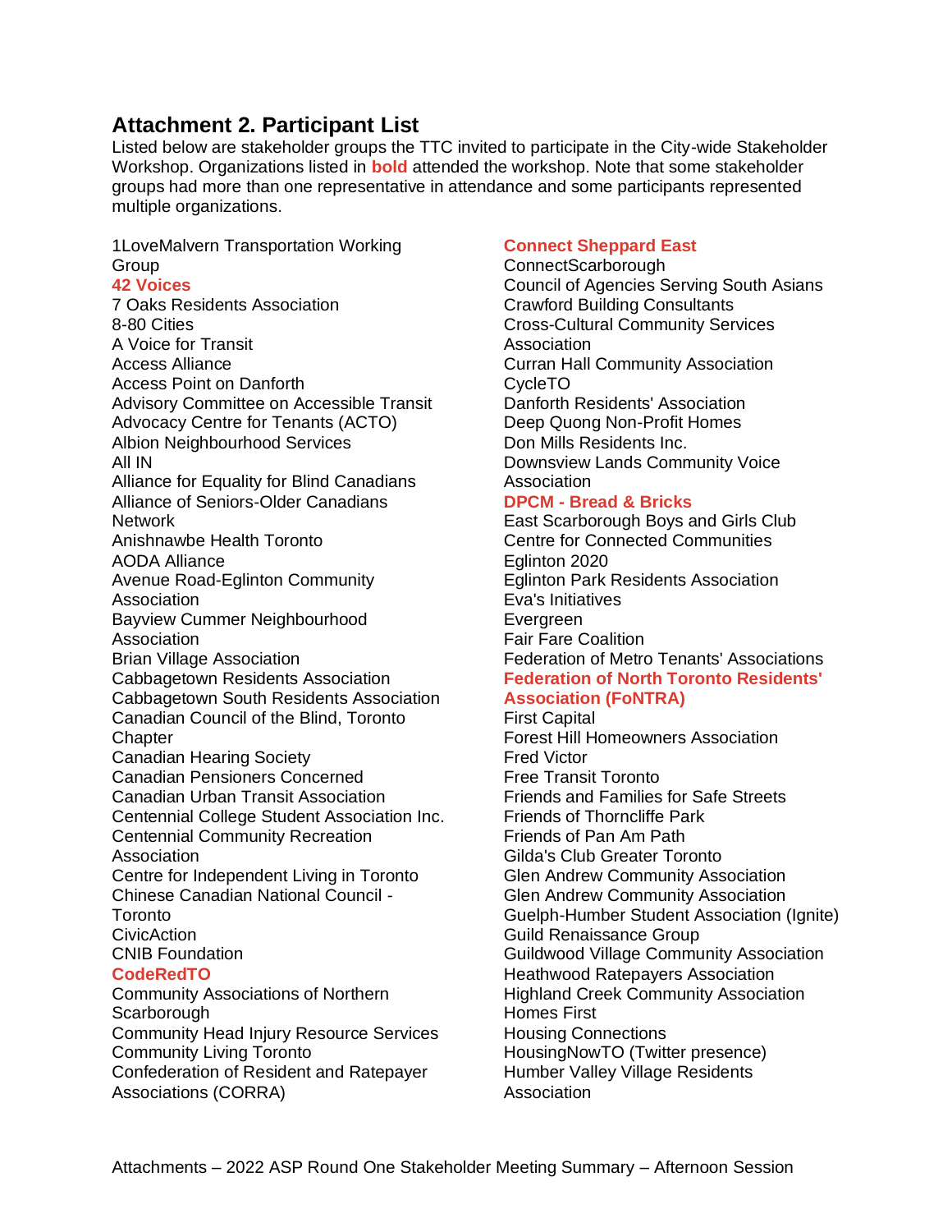## Attachment 2. Participant List

Listed below are stakeholder groups the TTC invited to participate in the City-wide Stakeholder Workshop. Organizations listed in **bold** attended the workshop. Note that some stakeholder groups had more than one representative in attendance and some participants represented multiple organizations.

1LoveMalvern Transportation Working Group
**42 Voices**
7 Oaks Residents Association
8-80 Cities
A Voice for Transit
Access Alliance
Access Point on Danforth
Advisory Committee on Accessible Transit
Advocacy Centre for Tenants (ACTO)
Albion Neighbourhood Services
All IN
Alliance for Equality for Blind Canadians
Alliance of Seniors-Older Canadians Network
Anishnawbe Health Toronto
AODA Alliance
Avenue Road-Eglinton Community Association
Bayview Cummer Neighbourhood Association
Brian Village Association
Cabbagetown Residents Association
Cabbagetown South Residents Association
Canadian Council of the Blind, Toronto Chapter
Canadian Hearing Society
Canadian Pensioners Concerned
Canadian Urban Transit Association
Centennial College Student Association Inc.
Centennial Community Recreation Association
Centre for Independent Living in Toronto
Chinese Canadian National Council - Toronto
CivicAction
CNIB Foundation
**CodeRedTO**
Community Associations of Northern Scarborough
Community Head Injury Resource Services
Community Living Toronto
Confederation of Resident and Ratepayer Associations (CORRA)
**Connect Sheppard East**
ConnectScarborough
Council of Agencies Serving South Asians
Crawford Building Consultants
Cross-Cultural Community Services Association
Curran Hall Community Association
CycleTO
Danforth Residents' Association
Deep Quong Non-Profit Homes
Don Mills Residents Inc.
Downsview Lands Community Voice Association
**DPCM - Bread & Bricks**
East Scarborough Boys and Girls Club
Centre for Connected Communities
Eglinton 2020
Eglinton Park Residents Association
Eva's Initiatives
Evergreen
Fair Fare Coalition
Federation of Metro Tenants' Associations
**Federation of North Toronto Residents' Association (FoNTRA)**
First Capital
Forest Hill Homeowners Association
Fred Victor
Free Transit Toronto
Friends and Families for Safe Streets
Friends of Thorncliffe Park
Friends of Pan Am Path
Gilda's Club Greater Toronto
Glen Andrew Community Association
Glen Andrew Community Association
Guelph-Humber Student Association (Ignite)
Guild Renaissance Group
Guildwood Village Community Association
Heathwood Ratepayers Association
Highland Creek Community Association
Homes First
Housing Connections
HousingNowTO (Twitter presence)
Humber Valley Village Residents Association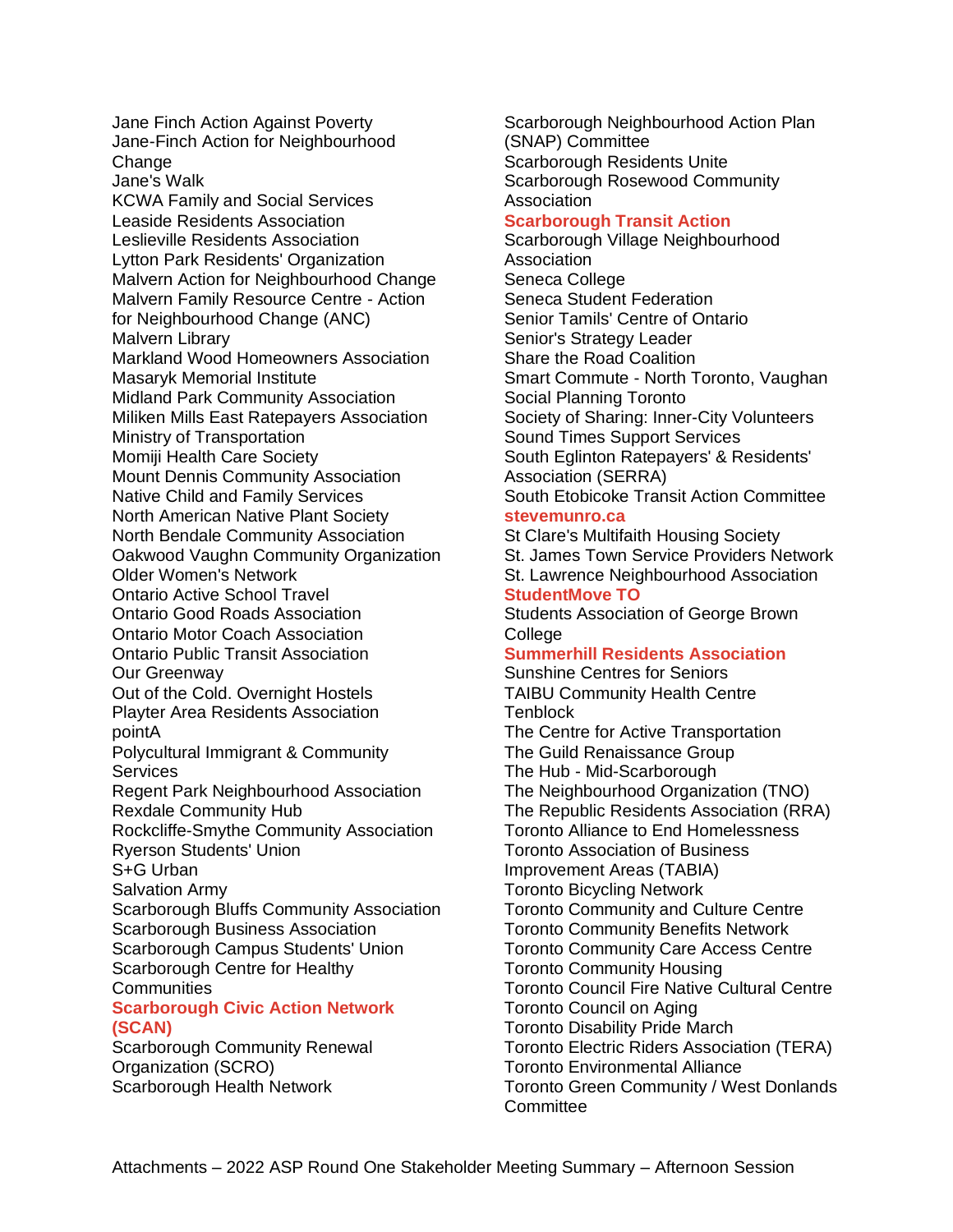Jane Finch Action Against Poverty
Jane-Finch Action for Neighbourhood Change
Jane's Walk
KCWA Family and Social Services
Leaside Residents Association
Leslieville Residents Association
Lytton Park Residents' Organization
Malvern Action for Neighbourhood Change
Malvern Family Resource Centre - Action for Neighbourhood Change (ANC)
Malvern Library
Markland Wood Homeowners Association
Masaryk Memorial Institute
Midland Park Community Association
Miliken Mills East Ratepayers Association
Ministry of Transportation
Momiji Health Care Society
Mount Dennis Community Association
Native Child and Family Services
North American Native Plant Society
North Bendale Community Association
Oakwood Vaughn Community Organization
Older Women's Network
Ontario Active School Travel
Ontario Good Roads Association
Ontario Motor Coach Association
Ontario Public Transit Association
Our Greenway
Out of the Cold. Overnight Hostels
Playter Area Residents Association
pointA
Polycultural Immigrant & Community Services
Regent Park Neighbourhood Association
Rexdale Community Hub
Rockcliffe-Smythe Community Association
Ryerson Students' Union
S+G Urban
Salvation Army
Scarborough Bluffs Community Association
Scarborough Business Association
Scarborough Campus Students' Union
Scarborough Centre for Healthy Communities
**Scarborough Civic Action Network (SCAN)**
Scarborough Community Renewal Organization (SCRO)
Scarborough Health Network
Scarborough Neighbourhood Action Plan (SNAP) Committee
Scarborough Residents Unite
Scarborough Rosewood Community Association
**Scarborough Transit Action**
Scarborough Village Neighbourhood Association
Seneca College
Seneca Student Federation
Senior Tamils' Centre of Ontario
Senior's Strategy Leader
Share the Road Coalition
Smart Commute - North Toronto, Vaughan
Social Planning Toronto
Society of Sharing: Inner-City Volunteers
Sound Times Support Services
South Eglinton Ratepayers' & Residents' Association (SERRA)
South Etobicoke Transit Action Committee
**stevemunro.ca**
St Clare's Multifaith Housing Society
St. James Town Service Providers Network
St. Lawrence Neighbourhood Association
**StudentMove TO**
Students Association of George Brown College
**Summerhill Residents Association**
Sunshine Centres for Seniors
TAIBU Community Health Centre
Tenblock
The Centre for Active Transportation
The Guild Renaissance Group
The Hub - Mid-Scarborough
The Neighbourhood Organization (TNO)
The Republic Residents Association (RRA)
Toronto Alliance to End Homelessness
Toronto Association of Business Improvement Areas (TABIA)
Toronto Bicycling Network
Toronto Community and Culture Centre
Toronto Community Benefits Network
Toronto Community Care Access Centre
Toronto Community Housing
Toronto Council Fire Native Cultural Centre
Toronto Council on Aging
Toronto Disability Pride March
Toronto Electric Riders Association (TERA)
Toronto Environmental Alliance
Toronto Green Community / West Donlands Committee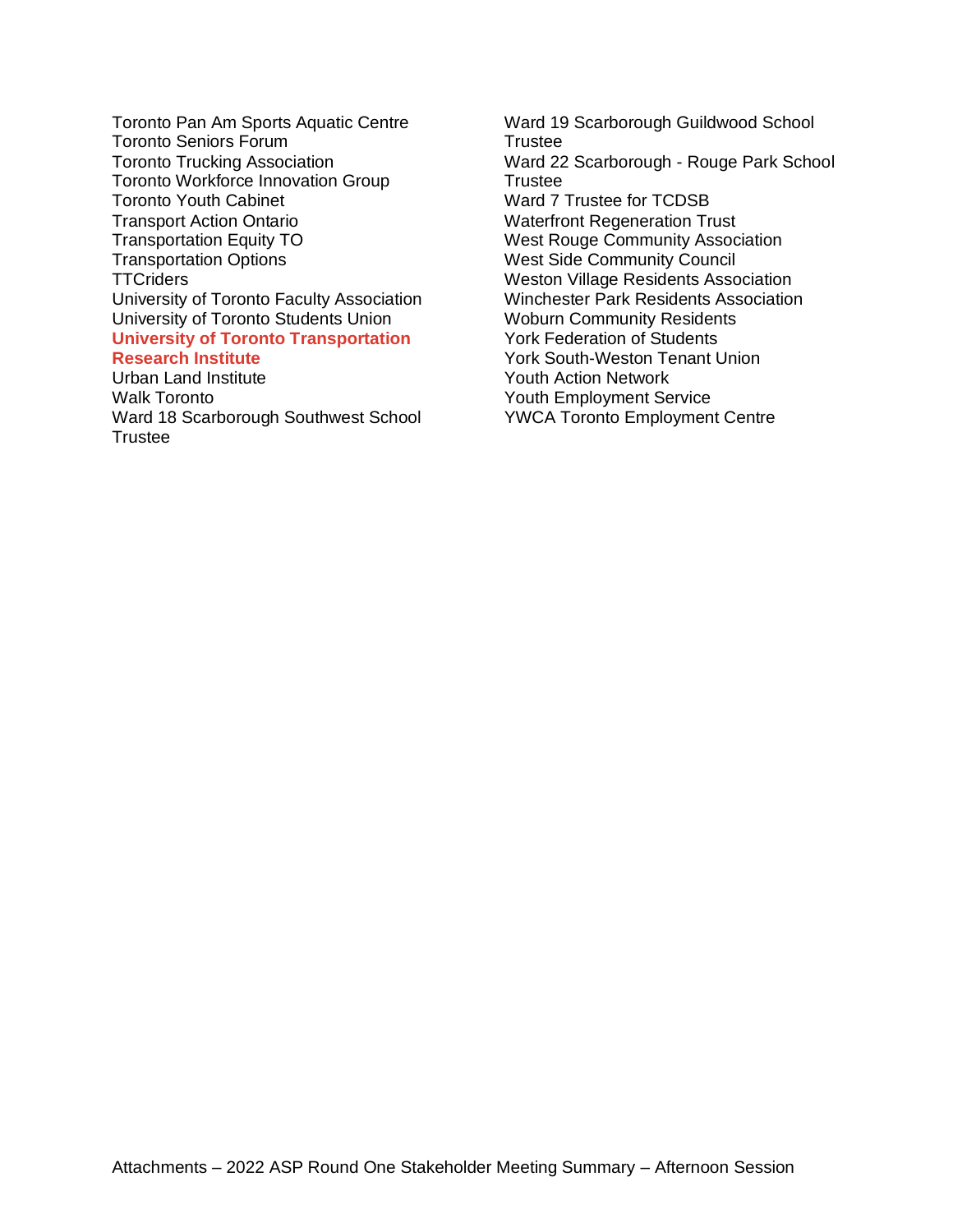Toronto Pan Am Sports Aquatic Centre
Toronto Seniors Forum
Toronto Trucking Association
Toronto Workforce Innovation Group
Toronto Youth Cabinet
Transport Action Ontario
Transportation Equity TO
Transportation Options
TTCriders
University of Toronto Faculty Association
University of Toronto Students Union
**University of Toronto Transportation Research Institute**
Urban Land Institute
Walk Toronto
Ward 18 Scarborough Southwest School Trustee
Ward 19 Scarborough Guildwood School Trustee
Ward 22 Scarborough - Rouge Park School Trustee
Ward 7 Trustee for TCDSB
Waterfront Regeneration Trust
West Rouge Community Association
West Side Community Council
Weston Village Residents Association
Winchester Park Residents Association
Woburn Community Residents
York Federation of Students
York South-Weston Tenant Union
Youth Action Network
Youth Employment Service
YWCA Toronto Employment Centre